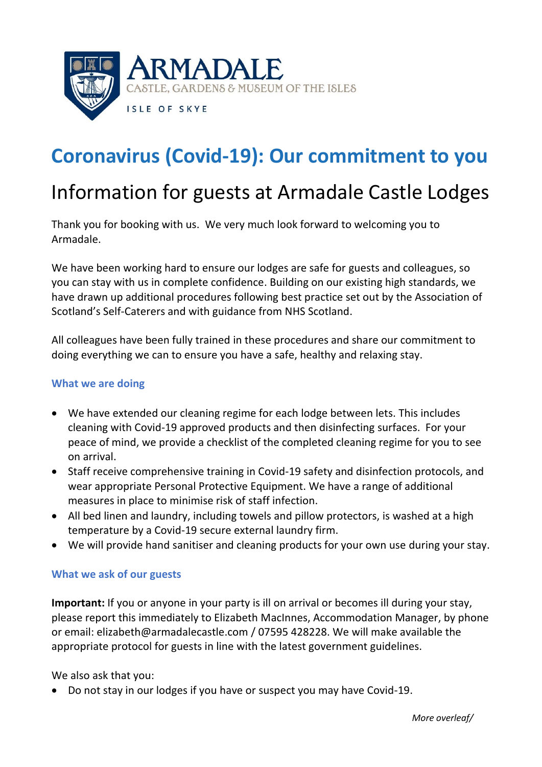ARMADALE

CASTLE, GARDENS & MUSEUM OF THE ISLES

ISLE OF SKYE

# Coronavirus (Covid-19): Our commitment to you

## Information for guests at Armadale Castle Lodges

Thank you for booking with us. We very much look forward to welcoming you to Armadale.

We have been working hard to ensure our lodges are safe for guests and colleagues, so you can stay with us in complete confidence. Building on our existing high standards, we have drawn up additional procedures following best practice set out by the Association of Scotland's Self-Caterers and with guidance from NHS Scotland.

All colleagues have been fully trained in these procedures and share our commitment to doing everything we can to ensure you have a safe, healthy and relaxing stay.

### What we are doing

- We have extended our cleaning regime for each lodge between lets. This includes cleaning with Covid-19 approved products and then disinfecting surfaces. For your peace of mind, we provide a checklist of the completed cleaning regime for you to see on arrival.
- Staff receive comprehensive training in Covid-19 safety and disinfection protocols, and wear appropriate Personal Protective Equipment. We have a range of additional measures in place to minimise risk of staff infection.
- All bed linen and laundry, including towels and pillow protectors, is washed at a high temperature by a Covid-19 secure external laundry firm.
- We will provide hand sanitiser and cleaning products for your own use during your stay.

### What we ask of our guests

**Important:** If you or anyone in your party is ill on arrival or becomes ill during your stay, please report this immediately to Elizabeth MacInnes, Accommodation Manager, by phone or email: elizabeth@armadalecastle.com / 07595 428228. We will make available the appropriate protocol for guests in line with the latest government guidelines.

We also ask that you:

- Do not stay in our lodges if you have or suspect you may have Covid-19.

*More overleaf/*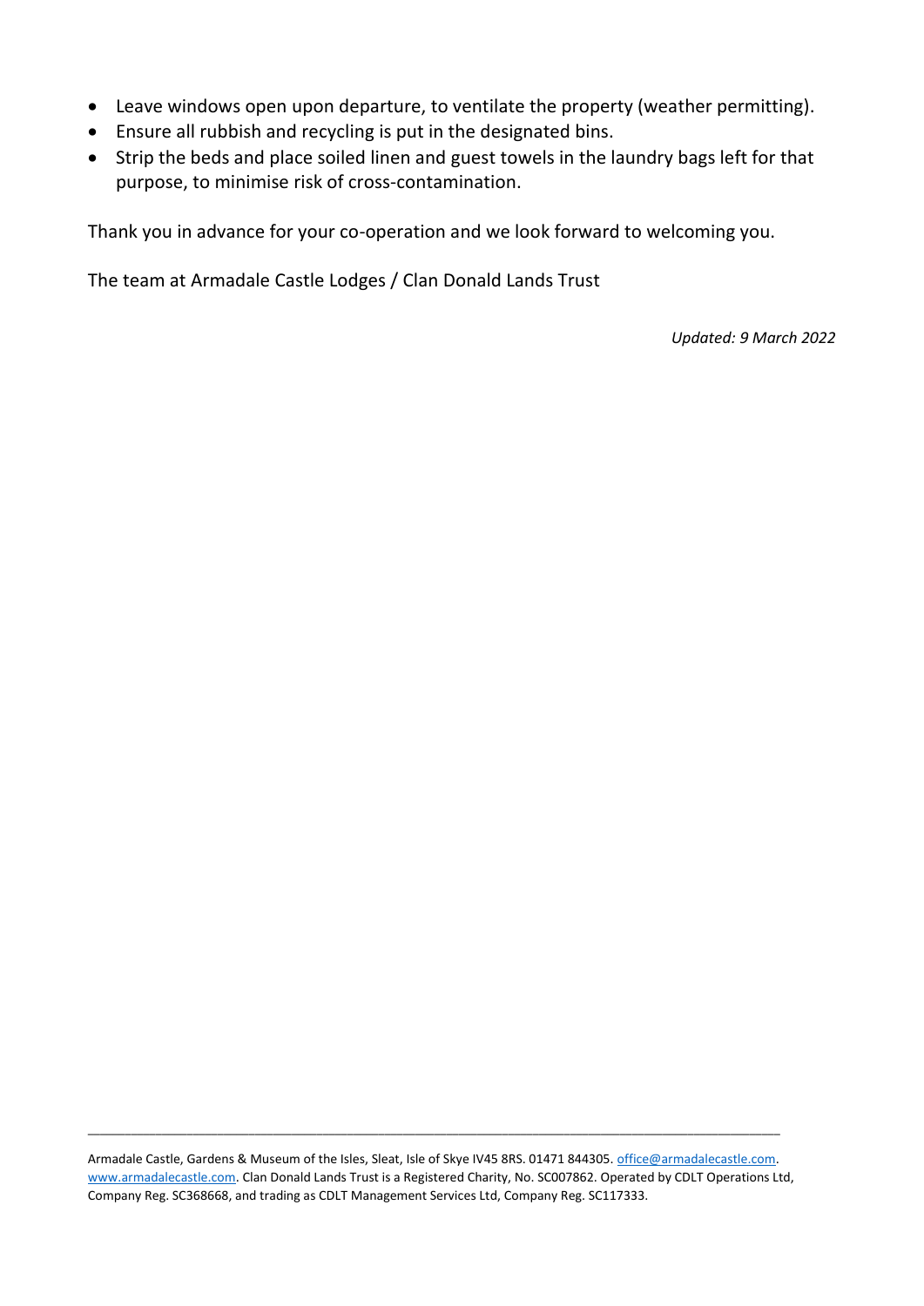- Leave windows open upon departure, to ventilate the property (weather permitting).
- Ensure all rubbish and recycling is put in the designated bins.
- Strip the beds and place soiled linen and guest towels in the laundry bags left for that purpose, to minimise risk of cross-contamination.

Thank you in advance for your co-operation and we look forward to welcoming you.

The team at Armadale Castle Lodges / Clan Donald Lands Trust

*Updated: 9 March 2022*